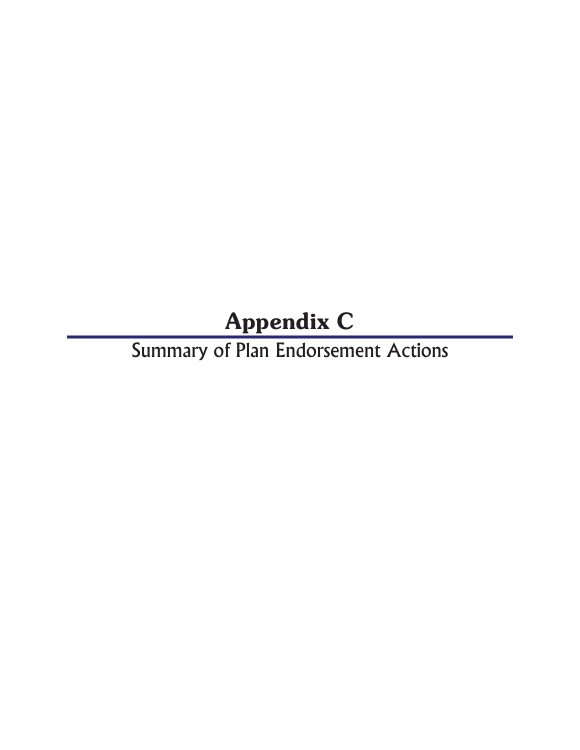# Appendix C

## Summary of Plan Endorsement Actions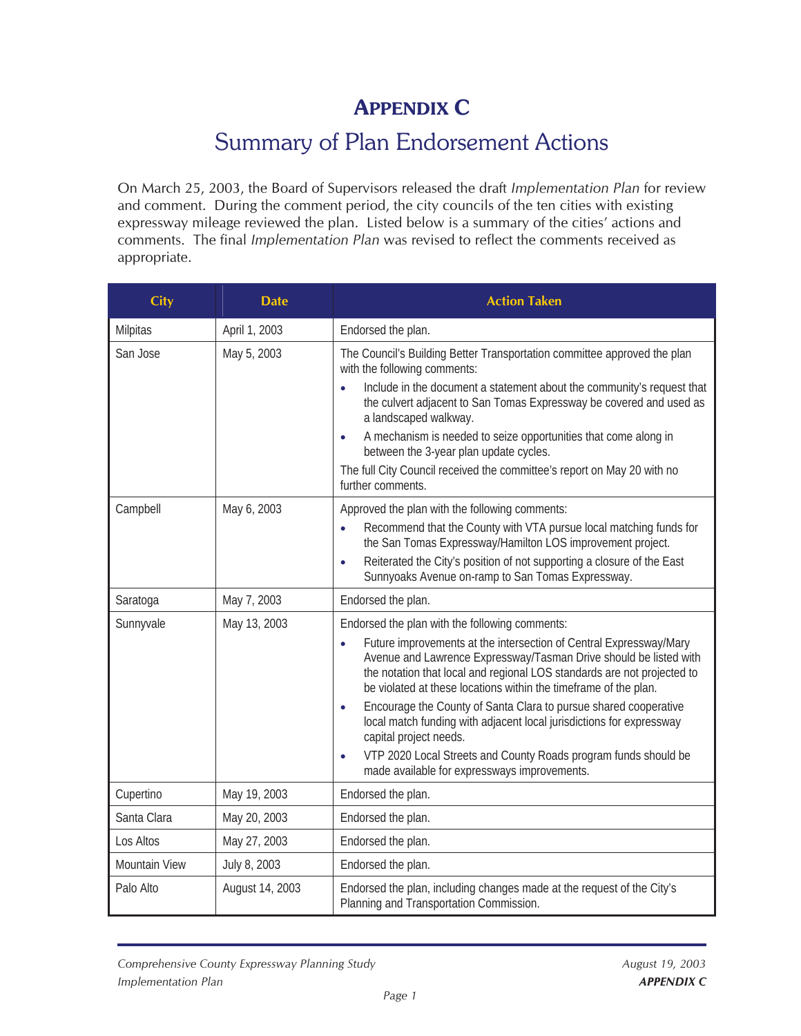# APPENDIX C

## Summary of Plan Endorsement Actions

On March 25, 2003, the Board of Supervisors released the draft *Implementation Plan* for review and comment. During the comment period, the city councils of the ten cities with existing expressway mileage reviewed the plan. Listed below is a summary of the cities' actions and comments. The final *Implementation Plan* was revised to reflect the comments received as appropriate.

| City | Date | Action Taken |
|---|---|---|
| Milpitas | April 1, 2003 | Endorsed the plan. |
| San Jose | May 5, 2003 | The Council's Building Better Transportation committee approved the plan with the following comments:<br>• Include in the document a statement about the community's request that the culvert adjacent to San Tomas Expressway be covered and used as a landscaped walkway.<br>• A mechanism is needed to seize opportunities that come along in between the 3-year plan update cycles.<br>The full City Council received the committee's report on May 20 with no further comments. |
| Campbell | May 6, 2003 | Approved the plan with the following comments:<br>• Recommend that the County with VTA pursue local matching funds for the San Tomas Expressway/Hamilton LOS improvement project.<br>• Reiterated the City's position of not supporting a closure of the East Sunnyoaks Avenue on-ramp to San Tomas Expressway. |
| Saratoga | May 7, 2003 | Endorsed the plan. |
| Sunnyvale | May 13, 2003 | Endorsed the plan with the following comments:<br>• Future improvements at the intersection of Central Expressway/Mary Avenue and Lawrence Expressway/Tasman Drive should be listed with the notation that local and regional LOS standards are not projected to be violated at these locations within the timeframe of the plan.<br>• Encourage the County of Santa Clara to pursue shared cooperative local match funding with adjacent local jurisdictions for expressway capital project needs.<br>• VTP 2020 Local Streets and County Roads program funds should be made available for expressways improvements. |
| Cupertino | May 19, 2003 | Endorsed the plan. |
| Santa Clara | May 20, 2003 | Endorsed the plan. |
| Los Altos | May 27, 2003 | Endorsed the plan. |
| Mountain View | July 8, 2003 | Endorsed the plan. |
| Palo Alto | August 14, 2003 | Endorsed the plan, including changes made at the request of the City's Planning and Transportation Commission. |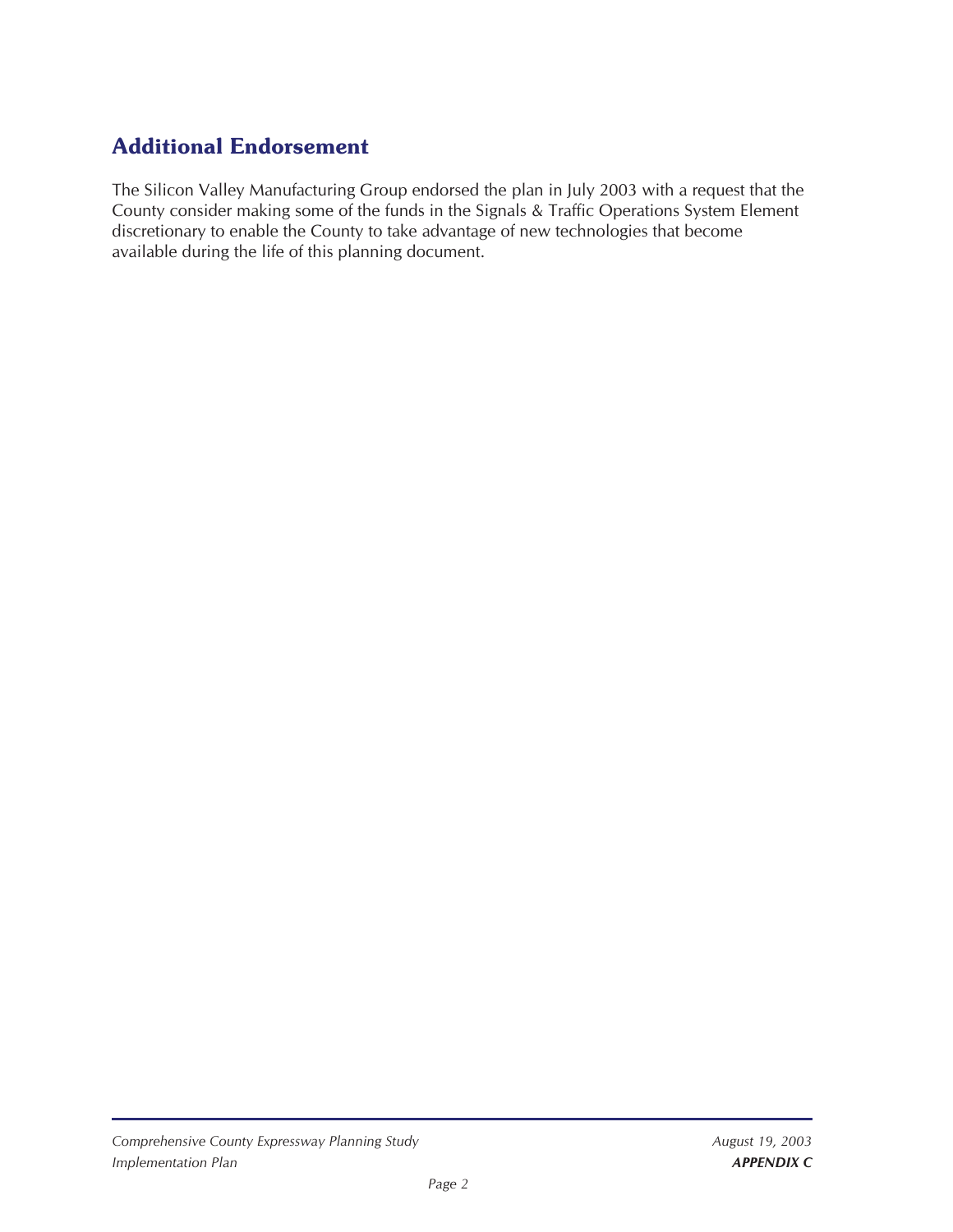## Additional Endorsement

The Silicon Valley Manufacturing Group endorsed the plan in July 2003 with a request that the County consider making some of the funds in the Signals & Traffic Operations System Element discretionary to enable the County to take advantage of new technologies that become available during the life of this planning document.